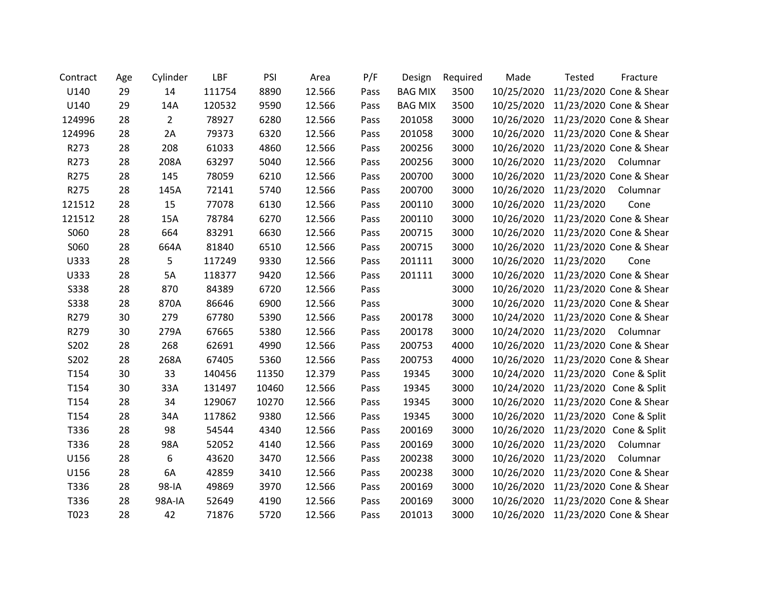| Contract | Age | Cylinder | LBF | PSI | Area | P/F | Design | Required | Made | Tested | Fracture |
|---|---|---|---|---|---|---|---|---|---|---|---|
| U140 | 29 | 14 | 111754 | 8890 | 12.566 | Pass | BAG MIX | 3500 | 10/25/2020 | 11/23/2020 | Cone & Shear |
| U140 | 29 | 14A | 120532 | 9590 | 12.566 | Pass | BAG MIX | 3500 | 10/25/2020 | 11/23/2020 | Cone & Shear |
| 124996 | 28 | 2 | 78927 | 6280 | 12.566 | Pass | 201058 | 3000 | 10/26/2020 | 11/23/2020 | Cone & Shear |
| 124996 | 28 | 2A | 79373 | 6320 | 12.566 | Pass | 201058 | 3000 | 10/26/2020 | 11/23/2020 | Cone & Shear |
| R273 | 28 | 208 | 61033 | 4860 | 12.566 | Pass | 200256 | 3000 | 10/26/2020 | 11/23/2020 | Cone & Shear |
| R273 | 28 | 208A | 63297 | 5040 | 12.566 | Pass | 200256 | 3000 | 10/26/2020 | 11/23/2020 | Columnar |
| R275 | 28 | 145 | 78059 | 6210 | 12.566 | Pass | 200700 | 3000 | 10/26/2020 | 11/23/2020 | Cone & Shear |
| R275 | 28 | 145A | 72141 | 5740 | 12.566 | Pass | 200700 | 3000 | 10/26/2020 | 11/23/2020 | Columnar |
| 121512 | 28 | 15 | 77078 | 6130 | 12.566 | Pass | 200110 | 3000 | 10/26/2020 | 11/23/2020 | Cone |
| 121512 | 28 | 15A | 78784 | 6270 | 12.566 | Pass | 200110 | 3000 | 10/26/2020 | 11/23/2020 | Cone & Shear |
| S060 | 28 | 664 | 83291 | 6630 | 12.566 | Pass | 200715 | 3000 | 10/26/2020 | 11/23/2020 | Cone & Shear |
| S060 | 28 | 664A | 81840 | 6510 | 12.566 | Pass | 200715 | 3000 | 10/26/2020 | 11/23/2020 | Cone & Shear |
| U333 | 28 | 5 | 117249 | 9330 | 12.566 | Pass | 201111 | 3000 | 10/26/2020 | 11/23/2020 | Cone |
| U333 | 28 | 5A | 118377 | 9420 | 12.566 | Pass | 201111 | 3000 | 10/26/2020 | 11/23/2020 | Cone & Shear |
| S338 | 28 | 870 | 84389 | 6720 | 12.566 | Pass | | 3000 | 10/26/2020 | 11/23/2020 | Cone & Shear |
| S338 | 28 | 870A | 86646 | 6900 | 12.566 | Pass | | 3000 | 10/26/2020 | 11/23/2020 | Cone & Shear |
| R279 | 30 | 279 | 67780 | 5390 | 12.566 | Pass | 200178 | 3000 | 10/24/2020 | 11/23/2020 | Cone & Shear |
| R279 | 30 | 279A | 67665 | 5380 | 12.566 | Pass | 200178 | 3000 | 10/24/2020 | 11/23/2020 | Columnar |
| S202 | 28 | 268 | 62691 | 4990 | 12.566 | Pass | 200753 | 4000 | 10/26/2020 | 11/23/2020 | Cone & Shear |
| S202 | 28 | 268A | 67405 | 5360 | 12.566 | Pass | 200753 | 4000 | 10/26/2020 | 11/23/2020 | Cone & Shear |
| T154 | 30 | 33 | 140456 | 11350 | 12.379 | Pass | 19345 | 3000 | 10/24/2020 | 11/23/2020 | Cone & Split |
| T154 | 30 | 33A | 131497 | 10460 | 12.566 | Pass | 19345 | 3000 | 10/24/2020 | 11/23/2020 | Cone & Split |
| T154 | 28 | 34 | 129067 | 10270 | 12.566 | Pass | 19345 | 3000 | 10/26/2020 | 11/23/2020 | Cone & Shear |
| T154 | 28 | 34A | 117862 | 9380 | 12.566 | Pass | 19345 | 3000 | 10/26/2020 | 11/23/2020 | Cone & Split |
| T336 | 28 | 98 | 54544 | 4340 | 12.566 | Pass | 200169 | 3000 | 10/26/2020 | 11/23/2020 | Cone & Split |
| T336 | 28 | 98A | 52052 | 4140 | 12.566 | Pass | 200169 | 3000 | 10/26/2020 | 11/23/2020 | Columnar |
| U156 | 28 | 6 | 43620 | 3470 | 12.566 | Pass | 200238 | 3000 | 10/26/2020 | 11/23/2020 | Columnar |
| U156 | 28 | 6A | 42859 | 3410 | 12.566 | Pass | 200238 | 3000 | 10/26/2020 | 11/23/2020 | Cone & Shear |
| T336 | 28 | 98-IA | 49869 | 3970 | 12.566 | Pass | 200169 | 3000 | 10/26/2020 | 11/23/2020 | Cone & Shear |
| T336 | 28 | 98A-IA | 52649 | 4190 | 12.566 | Pass | 200169 | 3000 | 10/26/2020 | 11/23/2020 | Cone & Shear |
| T023 | 28 | 42 | 71876 | 5720 | 12.566 | Pass | 201013 | 3000 | 10/26/2020 | 11/23/2020 | Cone & Shear |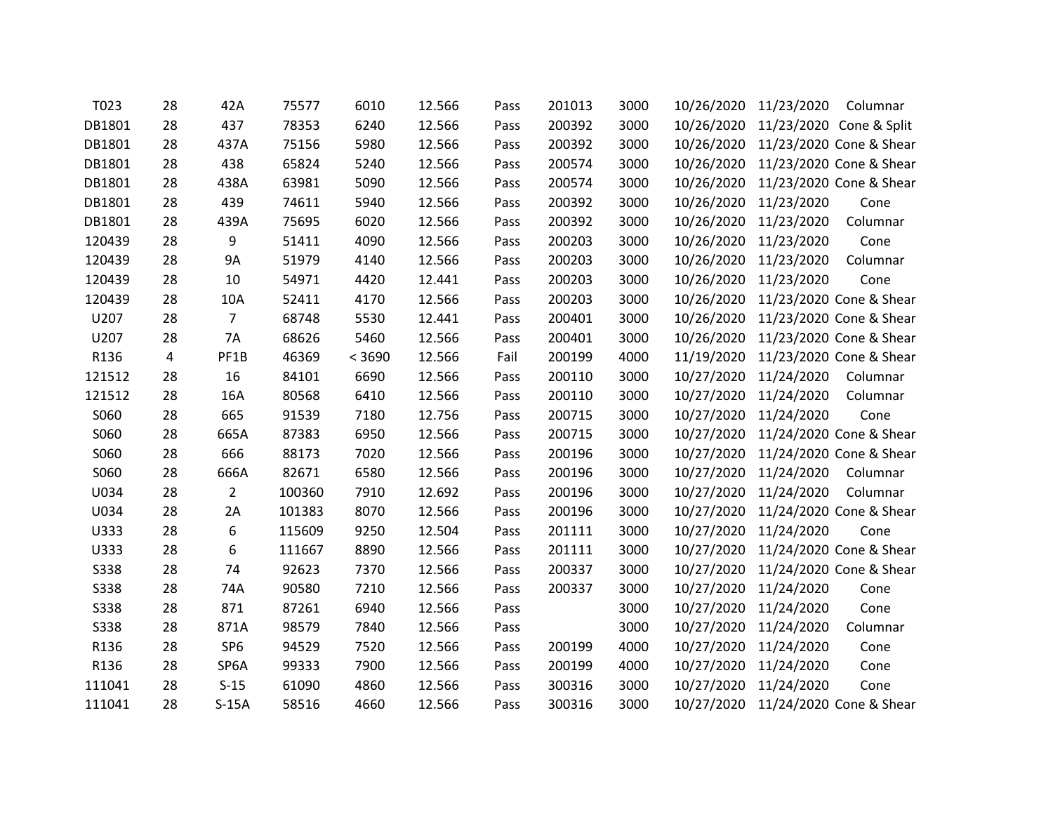| | | | | | | | | | | | |
|---|---|---|---|---|---|---|---|---|---|---|---|
| T023 | 28 | 42A | 75577 | 6010 | 12.566 | Pass | 201013 | 3000 | 10/26/2020 | 11/23/2020 | Columnar |
| DB1801 | 28 | 437 | 78353 | 6240 | 12.566 | Pass | 200392 | 3000 | 10/26/2020 | 11/23/2020 | Cone & Split |
| DB1801 | 28 | 437A | 75156 | 5980 | 12.566 | Pass | 200392 | 3000 | 10/26/2020 | 11/23/2020 | Cone & Shear |
| DB1801 | 28 | 438 | 65824 | 5240 | 12.566 | Pass | 200574 | 3000 | 10/26/2020 | 11/23/2020 | Cone & Shear |
| DB1801 | 28 | 438A | 63981 | 5090 | 12.566 | Pass | 200574 | 3000 | 10/26/2020 | 11/23/2020 | Cone & Shear |
| DB1801 | 28 | 439 | 74611 | 5940 | 12.566 | Pass | 200392 | 3000 | 10/26/2020 | 11/23/2020 | Cone |
| DB1801 | 28 | 439A | 75695 | 6020 | 12.566 | Pass | 200392 | 3000 | 10/26/2020 | 11/23/2020 | Columnar |
| 120439 | 28 | 9 | 51411 | 4090 | 12.566 | Pass | 200203 | 3000 | 10/26/2020 | 11/23/2020 | Cone |
| 120439 | 28 | 9A | 51979 | 4140 | 12.566 | Pass | 200203 | 3000 | 10/26/2020 | 11/23/2020 | Columnar |
| 120439 | 28 | 10 | 54971 | 4420 | 12.441 | Pass | 200203 | 3000 | 10/26/2020 | 11/23/2020 | Cone |
| 120439 | 28 | 10A | 52411 | 4170 | 12.566 | Pass | 200203 | 3000 | 10/26/2020 | 11/23/2020 | Cone & Shear |
| U207 | 28 | 7 | 68748 | 5530 | 12.441 | Pass | 200401 | 3000 | 10/26/2020 | 11/23/2020 | Cone & Shear |
| U207 | 28 | 7A | 68626 | 5460 | 12.566 | Pass | 200401 | 3000 | 10/26/2020 | 11/23/2020 | Cone & Shear |
| R136 | 4 | PF1B | 46369 | < 3690 | 12.566 | Fail | 200199 | 4000 | 11/19/2020 | 11/23/2020 | Cone & Shear |
| 121512 | 28 | 16 | 84101 | 6690 | 12.566 | Pass | 200110 | 3000 | 10/27/2020 | 11/24/2020 | Columnar |
| 121512 | 28 | 16A | 80568 | 6410 | 12.566 | Pass | 200110 | 3000 | 10/27/2020 | 11/24/2020 | Columnar |
| S060 | 28 | 665 | 91539 | 7180 | 12.756 | Pass | 200715 | 3000 | 10/27/2020 | 11/24/2020 | Cone |
| S060 | 28 | 665A | 87383 | 6950 | 12.566 | Pass | 200715 | 3000 | 10/27/2020 | 11/24/2020 | Cone & Shear |
| S060 | 28 | 666 | 88173 | 7020 | 12.566 | Pass | 200196 | 3000 | 10/27/2020 | 11/24/2020 | Cone & Shear |
| S060 | 28 | 666A | 82671 | 6580 | 12.566 | Pass | 200196 | 3000 | 10/27/2020 | 11/24/2020 | Columnar |
| U034 | 28 | 2 | 100360 | 7910 | 12.692 | Pass | 200196 | 3000 | 10/27/2020 | 11/24/2020 | Columnar |
| U034 | 28 | 2A | 101383 | 8070 | 12.566 | Pass | 200196 | 3000 | 10/27/2020 | 11/24/2020 | Cone & Shear |
| U333 | 28 | 6 | 115609 | 9250 | 12.504 | Pass | 201111 | 3000 | 10/27/2020 | 11/24/2020 | Cone |
| U333 | 28 | 6 | 111667 | 8890 | 12.566 | Pass | 201111 | 3000 | 10/27/2020 | 11/24/2020 | Cone & Shear |
| S338 | 28 | 74 | 92623 | 7370 | 12.566 | Pass | 200337 | 3000 | 10/27/2020 | 11/24/2020 | Cone & Shear |
| S338 | 28 | 74A | 90580 | 7210 | 12.566 | Pass | 200337 | 3000 | 10/27/2020 | 11/24/2020 | Cone |
| S338 | 28 | 871 | 87261 | 6940 | 12.566 | Pass | | 3000 | 10/27/2020 | 11/24/2020 | Cone |
| S338 | 28 | 871A | 98579 | 7840 | 12.566 | Pass | | 3000 | 10/27/2020 | 11/24/2020 | Columnar |
| R136 | 28 | SP6 | 94529 | 7520 | 12.566 | Pass | 200199 | 4000 | 10/27/2020 | 11/24/2020 | Cone |
| R136 | 28 | SP6A | 99333 | 7900 | 12.566 | Pass | 200199 | 4000 | 10/27/2020 | 11/24/2020 | Cone |
| 111041 | 28 | S-15 | 61090 | 4860 | 12.566 | Pass | 300316 | 3000 | 10/27/2020 | 11/24/2020 | Cone |
| 111041 | 28 | S-15A | 58516 | 4660 | 12.566 | Pass | 300316 | 3000 | 10/27/2020 | 11/24/2020 | Cone & Shear |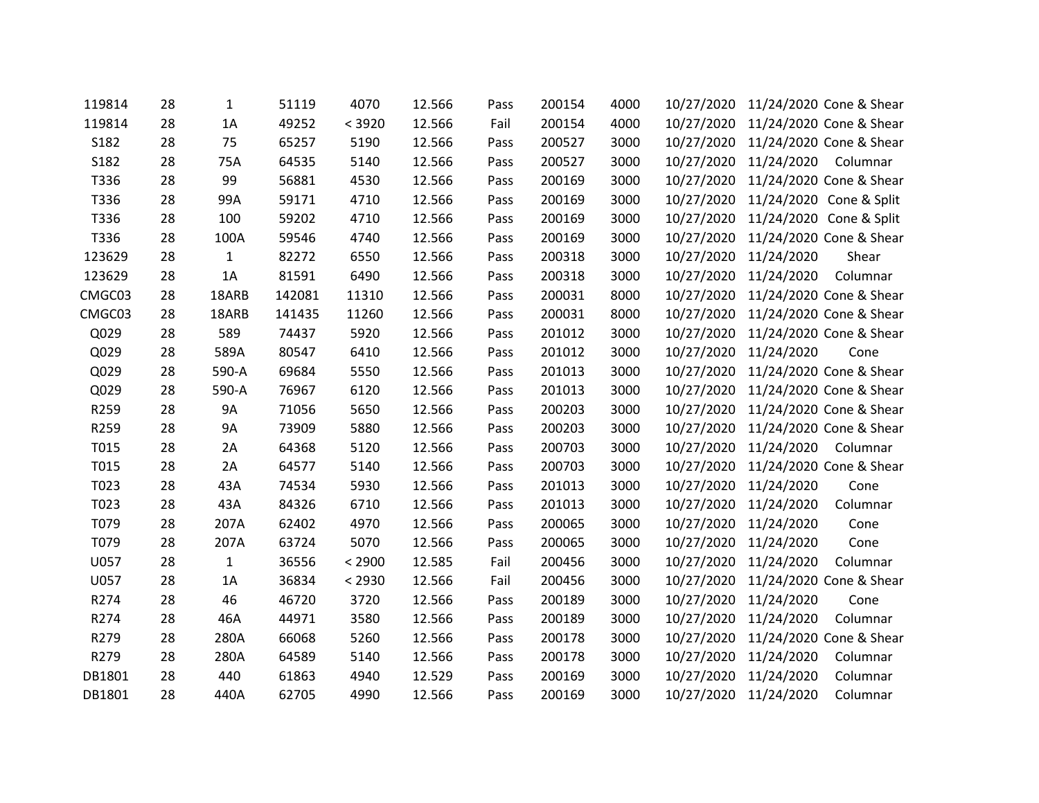|  |  |  |  |  |  |  |  |  |  |  |  |
|---|---|---|---|---|---|---|---|---|---|---|---|
| 119814 | 28 | 1 | 51119 | 4070 | 12.566 | Pass | 200154 | 4000 | 10/27/2020 | 11/24/2020 | Cone & Shear |
| 119814 | 28 | 1A | 49252 | < 3920 | 12.566 | Fail | 200154 | 4000 | 10/27/2020 | 11/24/2020 | Cone & Shear |
| S182 | 28 | 75 | 65257 | 5190 | 12.566 | Pass | 200527 | 3000 | 10/27/2020 | 11/24/2020 | Cone & Shear |
| S182 | 28 | 75A | 64535 | 5140 | 12.566 | Pass | 200527 | 3000 | 10/27/2020 | 11/24/2020 | Columnar |
| T336 | 28 | 99 | 56881 | 4530 | 12.566 | Pass | 200169 | 3000 | 10/27/2020 | 11/24/2020 | Cone & Shear |
| T336 | 28 | 99A | 59171 | 4710 | 12.566 | Pass | 200169 | 3000 | 10/27/2020 | 11/24/2020 | Cone & Split |
| T336 | 28 | 100 | 59202 | 4710 | 12.566 | Pass | 200169 | 3000 | 10/27/2020 | 11/24/2020 | Cone & Split |
| T336 | 28 | 100A | 59546 | 4740 | 12.566 | Pass | 200169 | 3000 | 10/27/2020 | 11/24/2020 | Cone & Shear |
| 123629 | 28 | 1 | 82272 | 6550 | 12.566 | Pass | 200318 | 3000 | 10/27/2020 | 11/24/2020 | Shear |
| 123629 | 28 | 1A | 81591 | 6490 | 12.566 | Pass | 200318 | 3000 | 10/27/2020 | 11/24/2020 | Columnar |
| CMGC03 | 28 | 18ARB | 142081 | 11310 | 12.566 | Pass | 200031 | 8000 | 10/27/2020 | 11/24/2020 | Cone & Shear |
| CMGC03 | 28 | 18ARB | 141435 | 11260 | 12.566 | Pass | 200031 | 8000 | 10/27/2020 | 11/24/2020 | Cone & Shear |
| Q029 | 28 | 589 | 74437 | 5920 | 12.566 | Pass | 201012 | 3000 | 10/27/2020 | 11/24/2020 | Cone & Shear |
| Q029 | 28 | 589A | 80547 | 6410 | 12.566 | Pass | 201012 | 3000 | 10/27/2020 | 11/24/2020 | Cone |
| Q029 | 28 | 590-A | 69684 | 5550 | 12.566 | Pass | 201013 | 3000 | 10/27/2020 | 11/24/2020 | Cone & Shear |
| Q029 | 28 | 590-A | 76967 | 6120 | 12.566 | Pass | 201013 | 3000 | 10/27/2020 | 11/24/2020 | Cone & Shear |
| R259 | 28 | 9A | 71056 | 5650 | 12.566 | Pass | 200203 | 3000 | 10/27/2020 | 11/24/2020 | Cone & Shear |
| R259 | 28 | 9A | 73909 | 5880 | 12.566 | Pass | 200203 | 3000 | 10/27/2020 | 11/24/2020 | Cone & Shear |
| T015 | 28 | 2A | 64368 | 5120 | 12.566 | Pass | 200703 | 3000 | 10/27/2020 | 11/24/2020 | Columnar |
| T015 | 28 | 2A | 64577 | 5140 | 12.566 | Pass | 200703 | 3000 | 10/27/2020 | 11/24/2020 | Cone & Shear |
| T023 | 28 | 43A | 74534 | 5930 | 12.566 | Pass | 201013 | 3000 | 10/27/2020 | 11/24/2020 | Cone |
| T023 | 28 | 43A | 84326 | 6710 | 12.566 | Pass | 201013 | 3000 | 10/27/2020 | 11/24/2020 | Columnar |
| T079 | 28 | 207A | 62402 | 4970 | 12.566 | Pass | 200065 | 3000 | 10/27/2020 | 11/24/2020 | Cone |
| T079 | 28 | 207A | 63724 | 5070 | 12.566 | Pass | 200065 | 3000 | 10/27/2020 | 11/24/2020 | Cone |
| U057 | 28 | 1 | 36556 | < 2900 | 12.585 | Fail | 200456 | 3000 | 10/27/2020 | 11/24/2020 | Columnar |
| U057 | 28 | 1A | 36834 | < 2930 | 12.566 | Fail | 200456 | 3000 | 10/27/2020 | 11/24/2020 | Cone & Shear |
| R274 | 28 | 46 | 46720 | 3720 | 12.566 | Pass | 200189 | 3000 | 10/27/2020 | 11/24/2020 | Cone |
| R274 | 28 | 46A | 44971 | 3580 | 12.566 | Pass | 200189 | 3000 | 10/27/2020 | 11/24/2020 | Columnar |
| R279 | 28 | 280A | 66068 | 5260 | 12.566 | Pass | 200178 | 3000 | 10/27/2020 | 11/24/2020 | Cone & Shear |
| R279 | 28 | 280A | 64589 | 5140 | 12.566 | Pass | 200178 | 3000 | 10/27/2020 | 11/24/2020 | Columnar |
| DB1801 | 28 | 440 | 61863 | 4940 | 12.529 | Pass | 200169 | 3000 | 10/27/2020 | 11/24/2020 | Columnar |
| DB1801 | 28 | 440A | 62705 | 4990 | 12.566 | Pass | 200169 | 3000 | 10/27/2020 | 11/24/2020 | Columnar |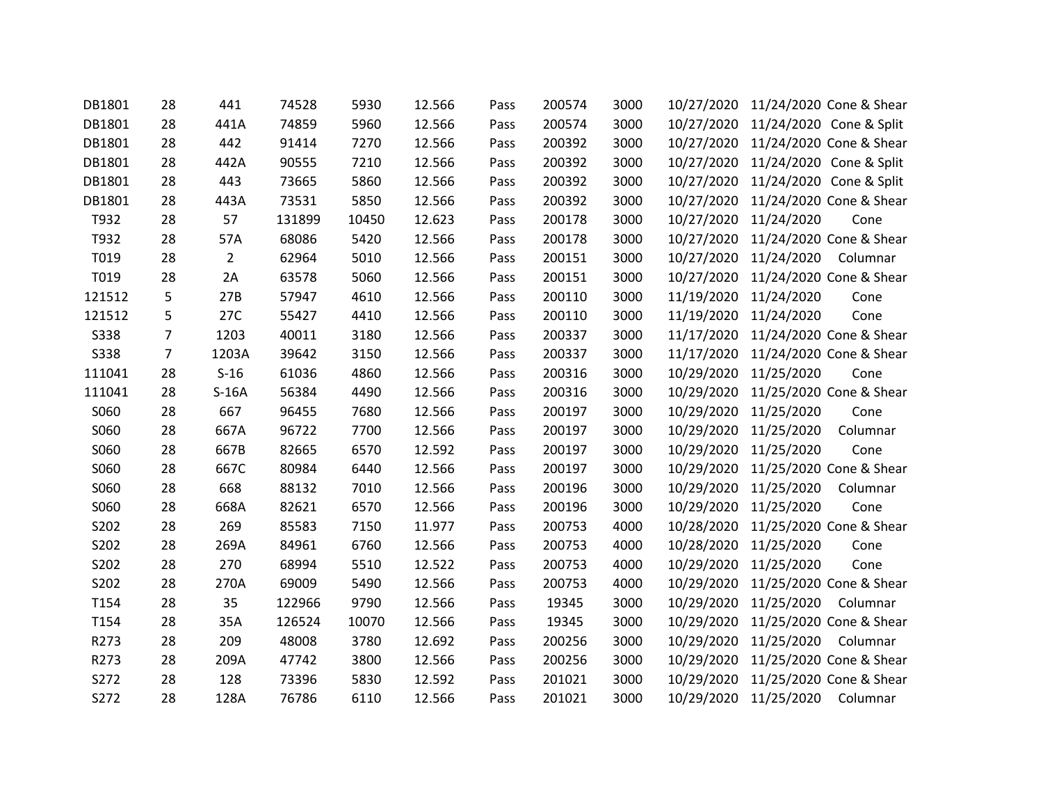| | | | | | | | | | | | |
|---|---|---|---|---|---|---|---|---|---|---|---|
| DB1801 | 28 | 441 | 74528 | 5930 | 12.566 | Pass | 200574 | 3000 | 10/27/2020 | 11/24/2020 | Cone & Shear |
| DB1801 | 28 | 441A | 74859 | 5960 | 12.566 | Pass | 200574 | 3000 | 10/27/2020 | 11/24/2020 | Cone & Split |
| DB1801 | 28 | 442 | 91414 | 7270 | 12.566 | Pass | 200392 | 3000 | 10/27/2020 | 11/24/2020 | Cone & Shear |
| DB1801 | 28 | 442A | 90555 | 7210 | 12.566 | Pass | 200392 | 3000 | 10/27/2020 | 11/24/2020 | Cone & Split |
| DB1801 | 28 | 443 | 73665 | 5860 | 12.566 | Pass | 200392 | 3000 | 10/27/2020 | 11/24/2020 | Cone & Split |
| DB1801 | 28 | 443A | 73531 | 5850 | 12.566 | Pass | 200392 | 3000 | 10/27/2020 | 11/24/2020 | Cone & Shear |
| T932 | 28 | 57 | 131899 | 10450 | 12.623 | Pass | 200178 | 3000 | 10/27/2020 | 11/24/2020 | Cone |
| T932 | 28 | 57A | 68086 | 5420 | 12.566 | Pass | 200178 | 3000 | 10/27/2020 | 11/24/2020 | Cone & Shear |
| T019 | 28 | 2 | 62964 | 5010 | 12.566 | Pass | 200151 | 3000 | 10/27/2020 | 11/24/2020 | Columnar |
| T019 | 28 | 2A | 63578 | 5060 | 12.566 | Pass | 200151 | 3000 | 10/27/2020 | 11/24/2020 | Cone & Shear |
| 121512 | 5 | 27B | 57947 | 4610 | 12.566 | Pass | 200110 | 3000 | 11/19/2020 | 11/24/2020 | Cone |
| 121512 | 5 | 27C | 55427 | 4410 | 12.566 | Pass | 200110 | 3000 | 11/19/2020 | 11/24/2020 | Cone |
| S338 | 7 | 1203 | 40011 | 3180 | 12.566 | Pass | 200337 | 3000 | 11/17/2020 | 11/24/2020 | Cone & Shear |
| S338 | 7 | 1203A | 39642 | 3150 | 12.566 | Pass | 200337 | 3000 | 11/17/2020 | 11/24/2020 | Cone & Shear |
| 111041 | 28 | S-16 | 61036 | 4860 | 12.566 | Pass | 200316 | 3000 | 10/29/2020 | 11/25/2020 | Cone |
| 111041 | 28 | S-16A | 56384 | 4490 | 12.566 | Pass | 200316 | 3000 | 10/29/2020 | 11/25/2020 | Cone & Shear |
| S060 | 28 | 667 | 96455 | 7680 | 12.566 | Pass | 200197 | 3000 | 10/29/2020 | 11/25/2020 | Cone |
| S060 | 28 | 667A | 96722 | 7700 | 12.566 | Pass | 200197 | 3000 | 10/29/2020 | 11/25/2020 | Columnar |
| S060 | 28 | 667B | 82665 | 6570 | 12.592 | Pass | 200197 | 3000 | 10/29/2020 | 11/25/2020 | Cone |
| S060 | 28 | 667C | 80984 | 6440 | 12.566 | Pass | 200197 | 3000 | 10/29/2020 | 11/25/2020 | Cone & Shear |
| S060 | 28 | 668 | 88132 | 7010 | 12.566 | Pass | 200196 | 3000 | 10/29/2020 | 11/25/2020 | Columnar |
| S060 | 28 | 668A | 82621 | 6570 | 12.566 | Pass | 200196 | 3000 | 10/29/2020 | 11/25/2020 | Cone |
| S202 | 28 | 269 | 85583 | 7150 | 11.977 | Pass | 200753 | 4000 | 10/28/2020 | 11/25/2020 | Cone & Shear |
| S202 | 28 | 269A | 84961 | 6760 | 12.566 | Pass | 200753 | 4000 | 10/28/2020 | 11/25/2020 | Cone |
| S202 | 28 | 270 | 68994 | 5510 | 12.522 | Pass | 200753 | 4000 | 10/29/2020 | 11/25/2020 | Cone |
| S202 | 28 | 270A | 69009 | 5490 | 12.566 | Pass | 200753 | 4000 | 10/29/2020 | 11/25/2020 | Cone & Shear |
| T154 | 28 | 35 | 122966 | 9790 | 12.566 | Pass | 19345 | 3000 | 10/29/2020 | 11/25/2020 | Columnar |
| T154 | 28 | 35A | 126524 | 10070 | 12.566 | Pass | 19345 | 3000 | 10/29/2020 | 11/25/2020 | Cone & Shear |
| R273 | 28 | 209 | 48008 | 3780 | 12.692 | Pass | 200256 | 3000 | 10/29/2020 | 11/25/2020 | Columnar |
| R273 | 28 | 209A | 47742 | 3800 | 12.566 | Pass | 200256 | 3000 | 10/29/2020 | 11/25/2020 | Cone & Shear |
| S272 | 28 | 128 | 73396 | 5830 | 12.592 | Pass | 201021 | 3000 | 10/29/2020 | 11/25/2020 | Cone & Shear |
| S272 | 28 | 128A | 76786 | 6110 | 12.566 | Pass | 201021 | 3000 | 10/29/2020 | 11/25/2020 | Columnar |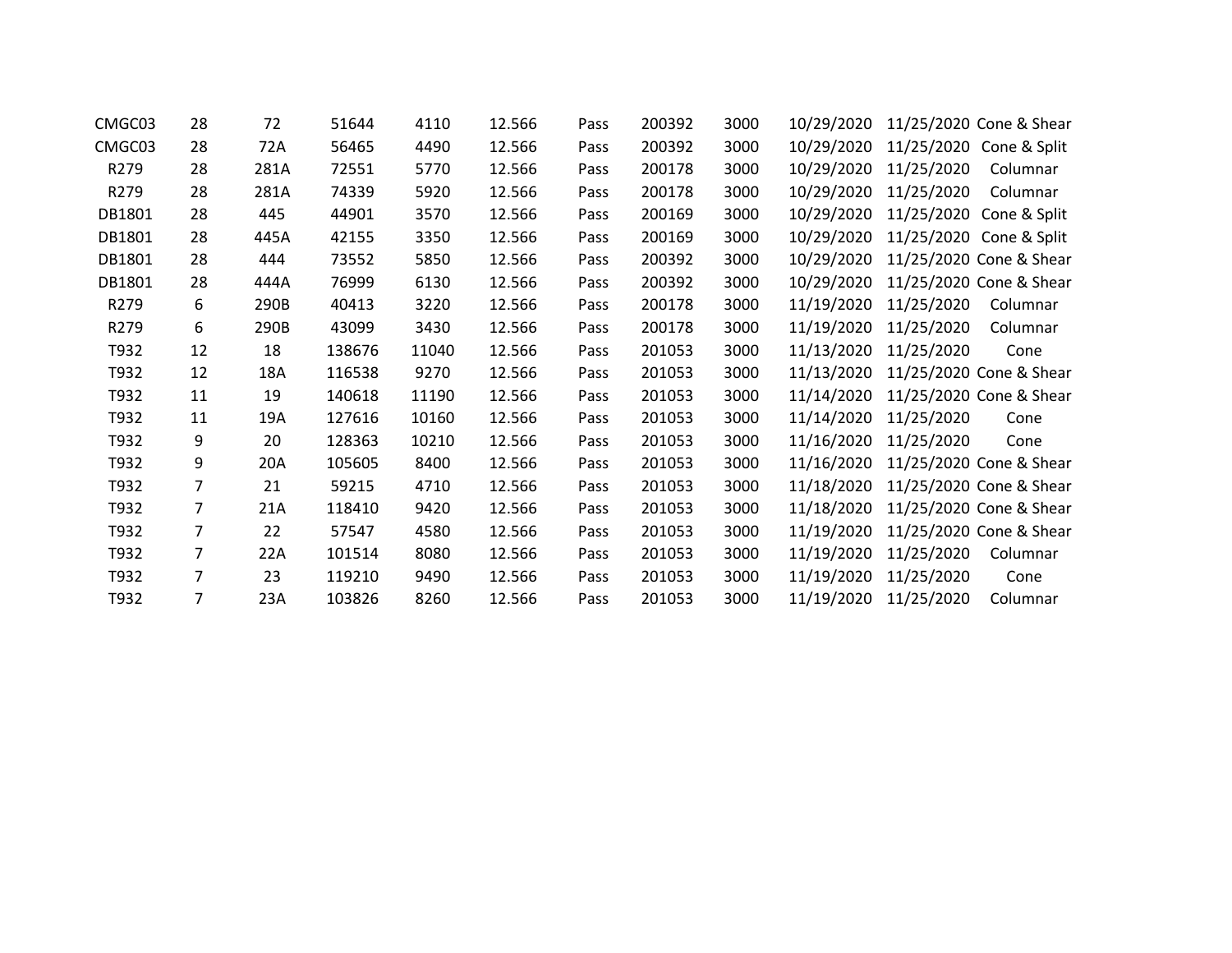| | | | | | | | | | | | |
|---|---|---|---|---|---|---|---|---|---|---|---|
| CMGC03 | 28 | 72 | 51644 | 4110 | 12.566 | Pass | 200392 | 3000 | 10/29/2020 | 11/25/2020 | Cone & Shear |
| CMGC03 | 28 | 72A | 56465 | 4490 | 12.566 | Pass | 200392 | 3000 | 10/29/2020 | 11/25/2020 | Cone & Split |
| R279 | 28 | 281A | 72551 | 5770 | 12.566 | Pass | 200178 | 3000 | 10/29/2020 | 11/25/2020 | Columnar |
| R279 | 28 | 281A | 74339 | 5920 | 12.566 | Pass | 200178 | 3000 | 10/29/2020 | 11/25/2020 | Columnar |
| DB1801 | 28 | 445 | 44901 | 3570 | 12.566 | Pass | 200169 | 3000 | 10/29/2020 | 11/25/2020 | Cone & Split |
| DB1801 | 28 | 445A | 42155 | 3350 | 12.566 | Pass | 200169 | 3000 | 10/29/2020 | 11/25/2020 | Cone & Split |
| DB1801 | 28 | 444 | 73552 | 5850 | 12.566 | Pass | 200392 | 3000 | 10/29/2020 | 11/25/2020 | Cone & Shear |
| DB1801 | 28 | 444A | 76999 | 6130 | 12.566 | Pass | 200392 | 3000 | 10/29/2020 | 11/25/2020 | Cone & Shear |
| R279 | 6 | 290B | 40413 | 3220 | 12.566 | Pass | 200178 | 3000 | 11/19/2020 | 11/25/2020 | Columnar |
| R279 | 6 | 290B | 43099 | 3430 | 12.566 | Pass | 200178 | 3000 | 11/19/2020 | 11/25/2020 | Columnar |
| T932 | 12 | 18 | 138676 | 11040 | 12.566 | Pass | 201053 | 3000 | 11/13/2020 | 11/25/2020 | Cone |
| T932 | 12 | 18A | 116538 | 9270 | 12.566 | Pass | 201053 | 3000 | 11/13/2020 | 11/25/2020 | Cone & Shear |
| T932 | 11 | 19 | 140618 | 11190 | 12.566 | Pass | 201053 | 3000 | 11/14/2020 | 11/25/2020 | Cone & Shear |
| T932 | 11 | 19A | 127616 | 10160 | 12.566 | Pass | 201053 | 3000 | 11/14/2020 | 11/25/2020 | Cone |
| T932 | 9 | 20 | 128363 | 10210 | 12.566 | Pass | 201053 | 3000 | 11/16/2020 | 11/25/2020 | Cone |
| T932 | 9 | 20A | 105605 | 8400 | 12.566 | Pass | 201053 | 3000 | 11/16/2020 | 11/25/2020 | Cone & Shear |
| T932 | 7 | 21 | 59215 | 4710 | 12.566 | Pass | 201053 | 3000 | 11/18/2020 | 11/25/2020 | Cone & Shear |
| T932 | 7 | 21A | 118410 | 9420 | 12.566 | Pass | 201053 | 3000 | 11/18/2020 | 11/25/2020 | Cone & Shear |
| T932 | 7 | 22 | 57547 | 4580 | 12.566 | Pass | 201053 | 3000 | 11/19/2020 | 11/25/2020 | Cone & Shear |
| T932 | 7 | 22A | 101514 | 8080 | 12.566 | Pass | 201053 | 3000 | 11/19/2020 | 11/25/2020 | Columnar |
| T932 | 7 | 23 | 119210 | 9490 | 12.566 | Pass | 201053 | 3000 | 11/19/2020 | 11/25/2020 | Cone |
| T932 | 7 | 23A | 103826 | 8260 | 12.566 | Pass | 201053 | 3000 | 11/19/2020 | 11/25/2020 | Columnar |